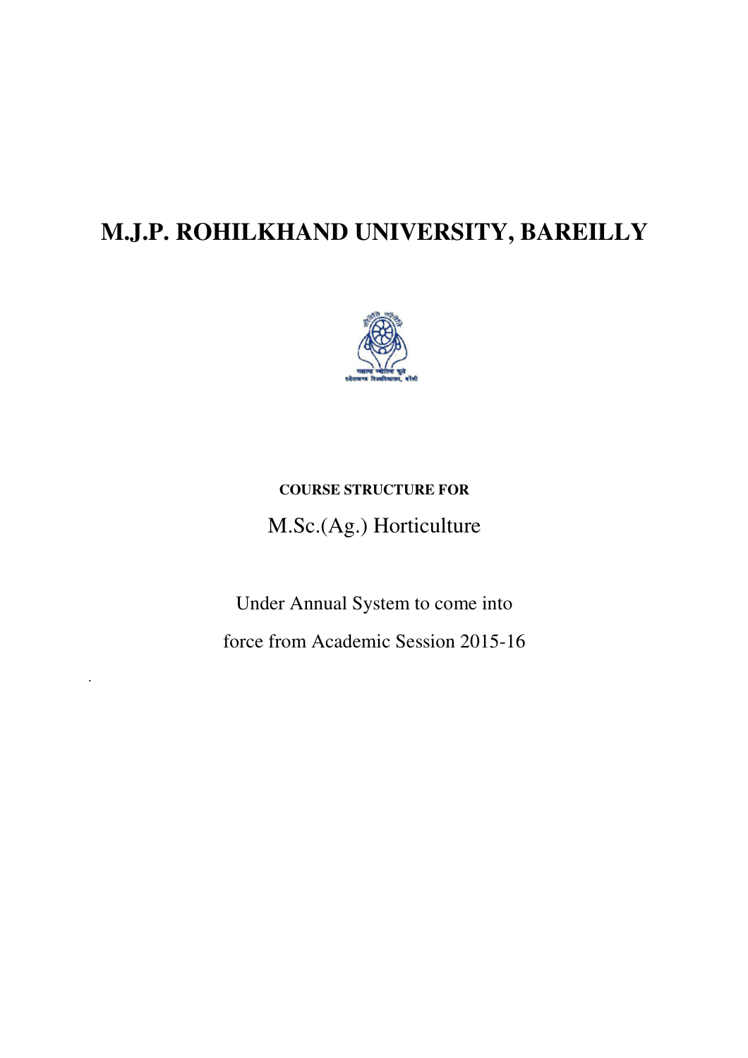# M.J.P. ROHILKHAND UNIVERSITY, BAREILLY

**COURSE STRUCTURE FOR**

M.Sc.(Ag.) Horticulture

Under Annual System to come into

force from Academic Session 2015-16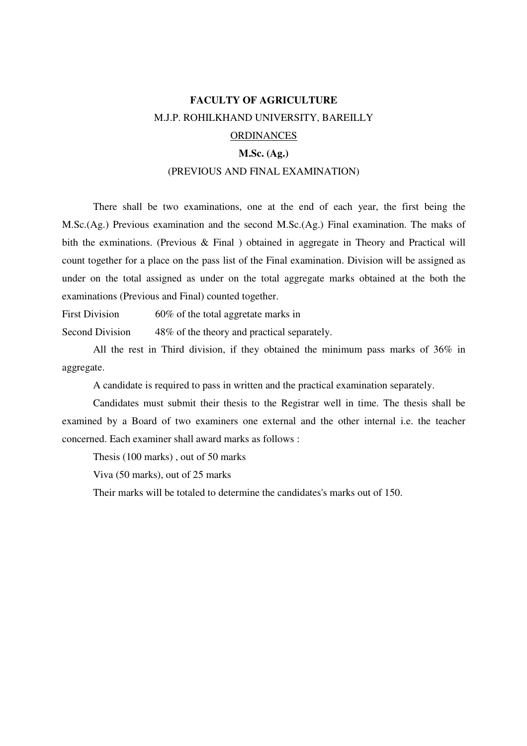**FACULTY OF AGRICULTURE**

M.J.P. ROHILKHAND UNIVERSITY, BAREILLY

ORDINANCES

**M.Sc. (Ag.)**

(PREVIOUS AND FINAL EXAMINATION)

There shall be two examinations, one at the end of each year, the first being the M.Sc.(Ag.) Previous examination and the second M.Sc.(Ag.) Final examination. The maks of bith the exminations. (Previous & Final ) obtained in aggregate in Theory and Practical will count together for a place on the pass list of the Final examination. Division will be assigned as under on the total assigned as under on the total aggregate marks obtained at the both the examinations (Previous and Final) counted together.

First Division 60% of the total aggretate marks in

Second Division 48% of the theory and practical separately.

All the rest in Third division, if they obtained the minimum pass marks of 36% in aggregate.

A candidate is required to pass in written and the practical examination separately.

Candidates must submit their thesis to the Registrar well in time. The thesis shall be examined by a Board of two examiners one external and the other internal i.e. the teacher concerned. Each examiner shall award marks as follows :

Thesis (100 marks) , out of 50 marks

Viva (50 marks), out of 25 marks

Their marks will be totaled to determine the candidates's marks out of 150.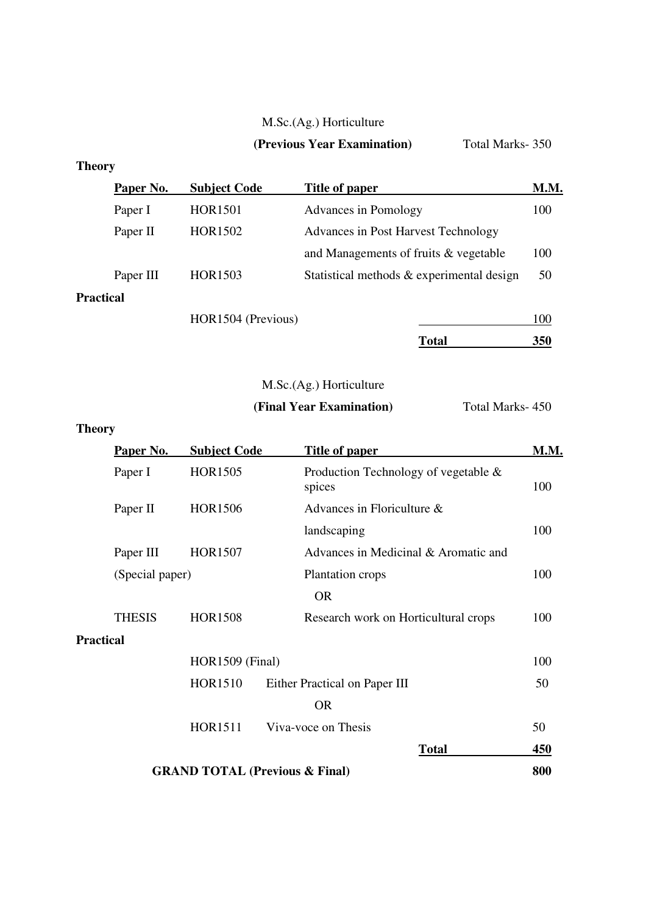## M.Sc.(Ag.) Horticulture

**(Previous Year Examination)** Total Marks- 350

**Theory**

| Paper No. | Subject Code | Title of paper | M.M. |
|---|---|---|---|
| Paper I | HOR1501 | Advances in Pomology | 100 |
| Paper II | HOR1502 | Advances in Post Harvest Technology and Managements of fruits & vegetable | 100 |
| Paper III | HOR1503 | Statistical methods & experimental design | 50 |
| **Practical** | | | |
| | HOR1504 (Previous) | | 100 |
| | | **Total** | **350** |

## M.Sc.(Ag.) Horticulture

**(Final Year Examination)** Total Marks- 450

**Theory**

| Paper No. | Subject Code | Title of paper | M.M. |
|---|---|---|---|
| Paper I | HOR1505 | Production Technology of vegetable & spices | 100 |
| Paper II | HOR1506 | Advances in Floriculture & landscaping | 100 |
| Paper III (Special paper) | HOR1507 | Advances in Medicinal & Aromatic and Plantation crops | 100 |
| | | OR | |
| THESIS | HOR1508 | Research work on Horticultural crops | 100 |
| **Practical** | | | |
| | HOR1509 (Final) | | 100 |
| | HOR1510 | Either Practical on Paper III | 50 |
| | | OR | |
| | HOR1511 | Viva-voce on Thesis | 50 |
| | | **Total** | **450** |
| **GRAND TOTAL (Previous & Final)** | | | **800** |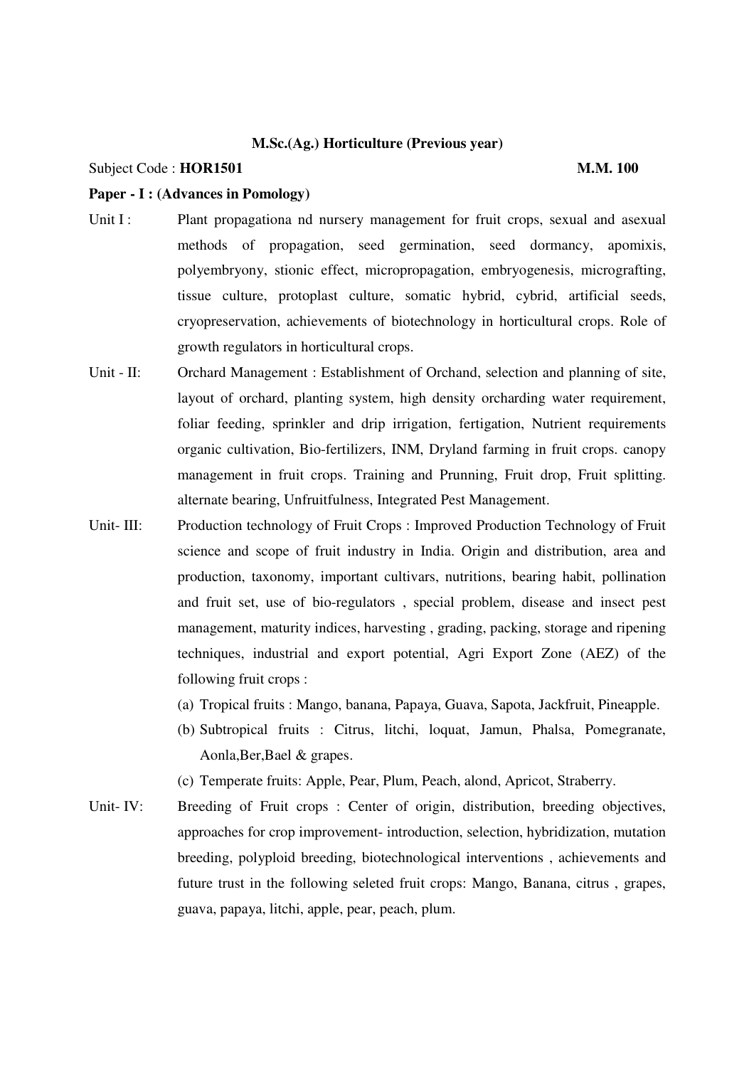**M.Sc.(Ag.) Horticulture (Previous year)**

Subject Code : **HOR1501** **M.M. 100**

**Paper - I : (Advances in Pomology)**

Unit I : Plant propagationa nd nursery management for fruit crops, sexual and asexual methods of propagation, seed germination, seed dormancy, apomixis, polyembryony, stionic effect, micropropagation, embryogenesis, micrografting, tissue culture, protoplast culture, somatic hybrid, cybrid, artificial seeds, cryopreservation, achievements of biotechnology in horticultural crops. Role of growth regulators in horticultural crops.

Unit - II: Orchard Management : Establishment of Orchand, selection and planning of site, layout of orchard, planting system, high density orcharding water requirement, foliar feeding, sprinkler and drip irrigation, fertigation, Nutrient requirements organic cultivation, Bio-fertilizers, INM, Dryland farming in fruit crops. canopy management in fruit crops. Training and Prunning, Fruit drop, Fruit splitting. alternate bearing, Unfruitfulness, Integrated Pest Management.

Unit- III: Production technology of Fruit Crops : Improved Production Technology of Fruit science and scope of fruit industry in India. Origin and distribution, area and production, taxonomy, important cultivars, nutritions, bearing habit, pollination and fruit set, use of bio-regulators , special problem, disease and insect pest management, maturity indices, harvesting , grading, packing, storage and ripening techniques, industrial and export potential, Agri Export Zone (AEZ) of the following fruit crops :

(a) Tropical fruits : Mango, banana, Papaya, Guava, Sapota, Jackfruit, Pineapple.
(b) Subtropical fruits : Citrus, litchi, loquat, Jamun, Phalsa, Pomegranate, Aonla,Ber,Bael & grapes.
(c) Temperate fruits: Apple, Pear, Plum, Peach, alond, Apricot, Straberry.

Unit- IV: Breeding of Fruit crops : Center of origin, distribution, breeding objectives, approaches for crop improvement- introduction, selection, hybridization, mutation breeding, polyploid breeding, biotechnological interventions , achievements and future trust in the following seleted fruit crops: Mango, Banana, citrus , grapes, guava, papaya, litchi, apple, pear, peach, plum.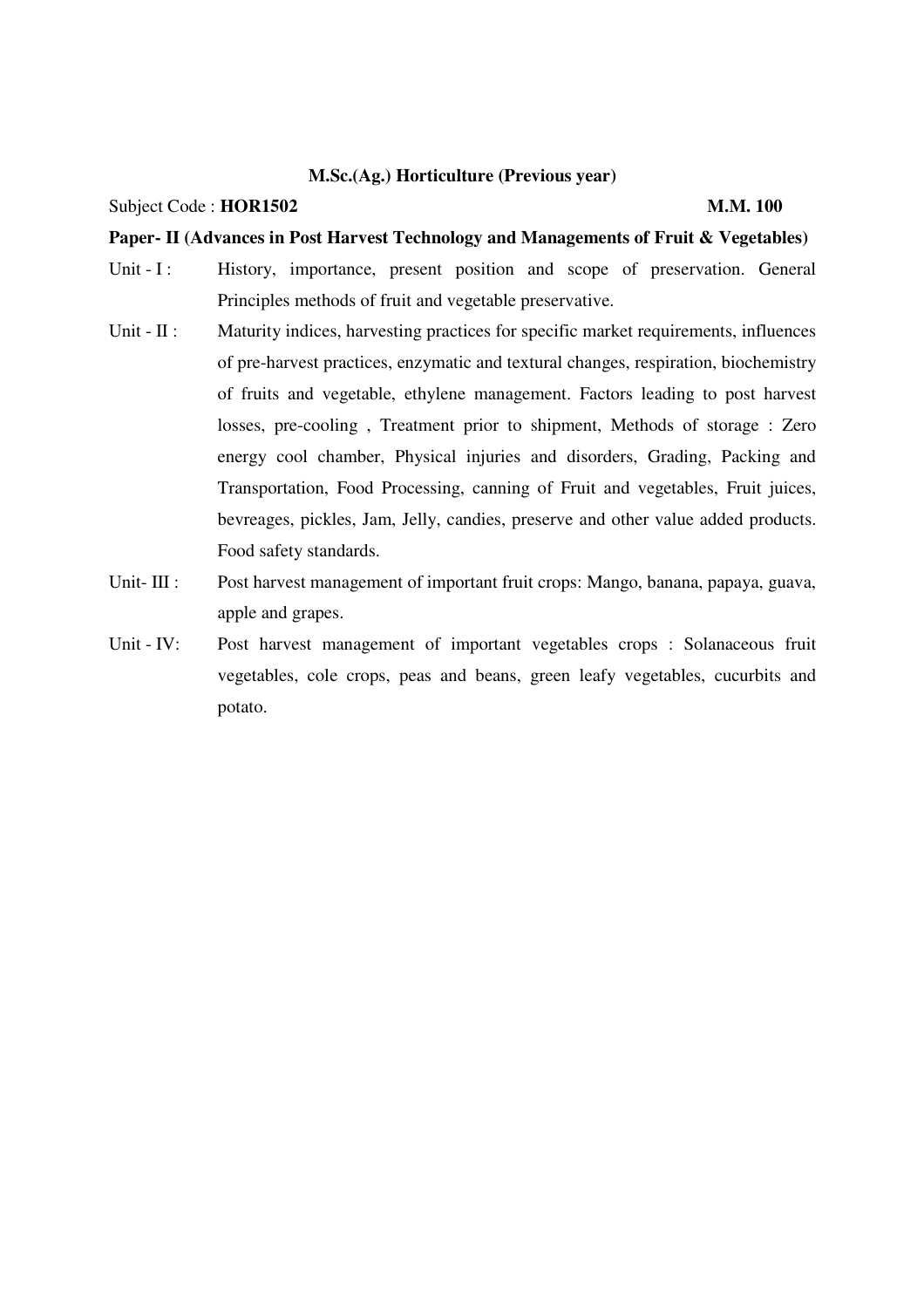**M.Sc.(Ag.) Horticulture (Previous year)**

Subject Code : **HOR1502** **M.M. 100**

**Paper- II (Advances in Post Harvest Technology and Managements of Fruit & Vegetables)**

Unit - I : History, importance, present position and scope of preservation. General Principles methods of fruit and vegetable preservative.

Unit - II : Maturity indices, harvesting practices for specific market requirements, influences of pre-harvest practices, enzymatic and textural changes, respiration, biochemistry of fruits and vegetable, ethylene management. Factors leading to post harvest losses, pre-cooling , Treatment prior to shipment, Methods of storage : Zero energy cool chamber, Physical injuries and disorders, Grading, Packing and Transportation, Food Processing, canning of Fruit and vegetables, Fruit juices, bevreages, pickles, Jam, Jelly, candies, preserve and other value added products. Food safety standards.

Unit- III : Post harvest management of important fruit crops: Mango, banana, papaya, guava, apple and grapes.

Unit - IV: Post harvest management of important vegetables crops : Solanaceous fruit vegetables, cole crops, peas and beans, green leafy vegetables, cucurbits and potato.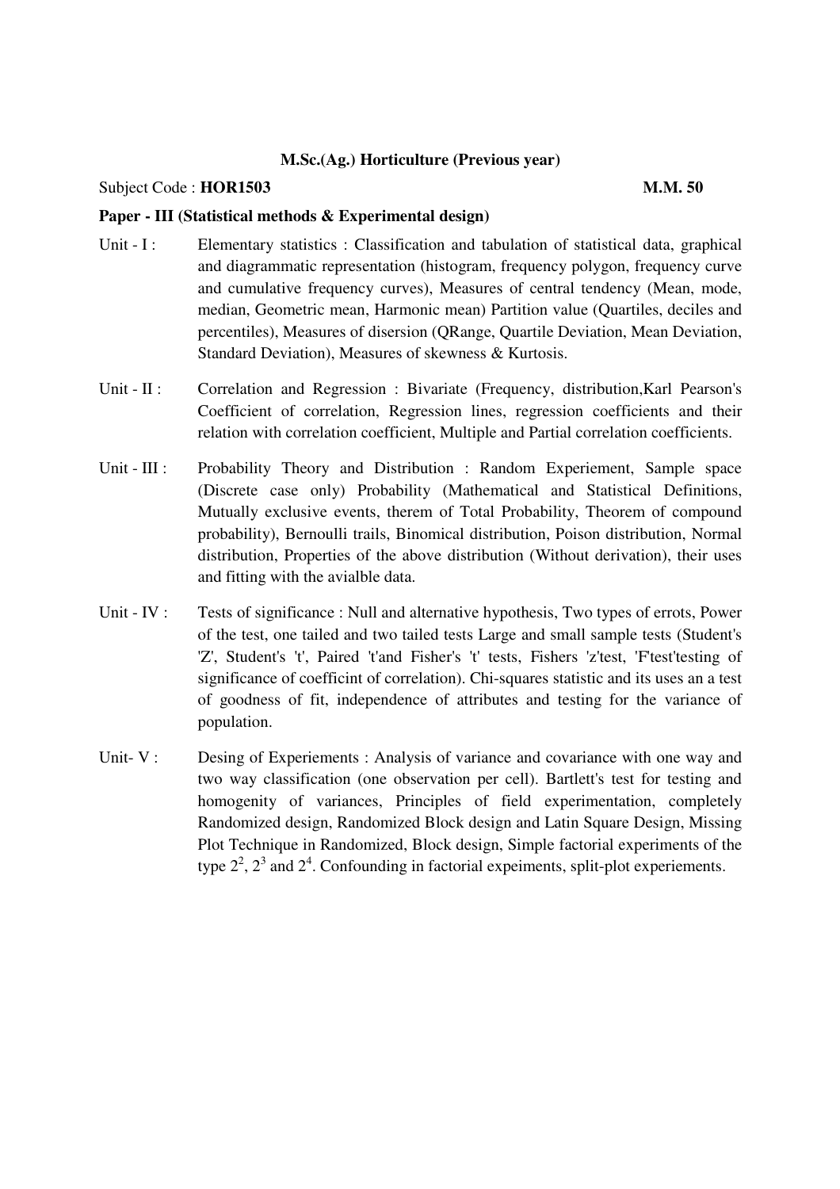**M.Sc.(Ag.) Horticulture (Previous year)**

Subject Code : **HOR1503** **M.M. 50**

**Paper - III (Statistical methods & Experimental design)**

Unit - I : Elementary statistics : Classification and tabulation of statistical data, graphical and diagrammatic representation (histogram, frequency polygon, frequency curve and cumulative frequency curves), Measures of central tendency (Mean, mode, median, Geometric mean, Harmonic mean) Partition value (Quartiles, deciles and percentiles), Measures of disersion (QRange, Quartile Deviation, Mean Deviation, Standard Deviation), Measures of skewness & Kurtosis.

Unit - II : Correlation and Regression : Bivariate (Frequency, distribution,Karl Pearson's Coefficient of correlation, Regression lines, regression coefficients and their relation with correlation coefficient, Multiple and Partial correlation coefficients.

Unit - III : Probability Theory and Distribution : Random Experiement, Sample space (Discrete case only) Probability (Mathematical and Statistical Definitions, Mutually exclusive events, therem of Total Probability, Theorem of compound probability), Bernoulli trails, Binomical distribution, Poison distribution, Normal distribution, Properties of the above distribution (Without derivation), their uses and fitting with the avialble data.

Unit - IV : Tests of significance : Null and alternative hypothesis, Two types of errots, Power of the test, one tailed and two tailed tests Large and small sample tests (Student's 'Z', Student's 't', Paired 't'and Fisher's 't' tests, Fishers 'z'test, 'F'test'testing of significance of coefficint of correlation). Chi-squares statistic and its uses an a test of goodness of fit, independence of attributes and testing for the variance of population.

Unit- V : Desing of Experiements : Analysis of variance and covariance with one way and two way classification (one observation per cell). Bartlett's test for testing and homogenity of variances, Principles of field experimentation, completely Randomized design, Randomized Block design and Latin Square Design, Missing Plot Technique in Randomized, Block design, Simple factorial experiments of the type $2^2$, $2^3$ and $2^4$. Confounding in factorial expeiments, split-plot experiements.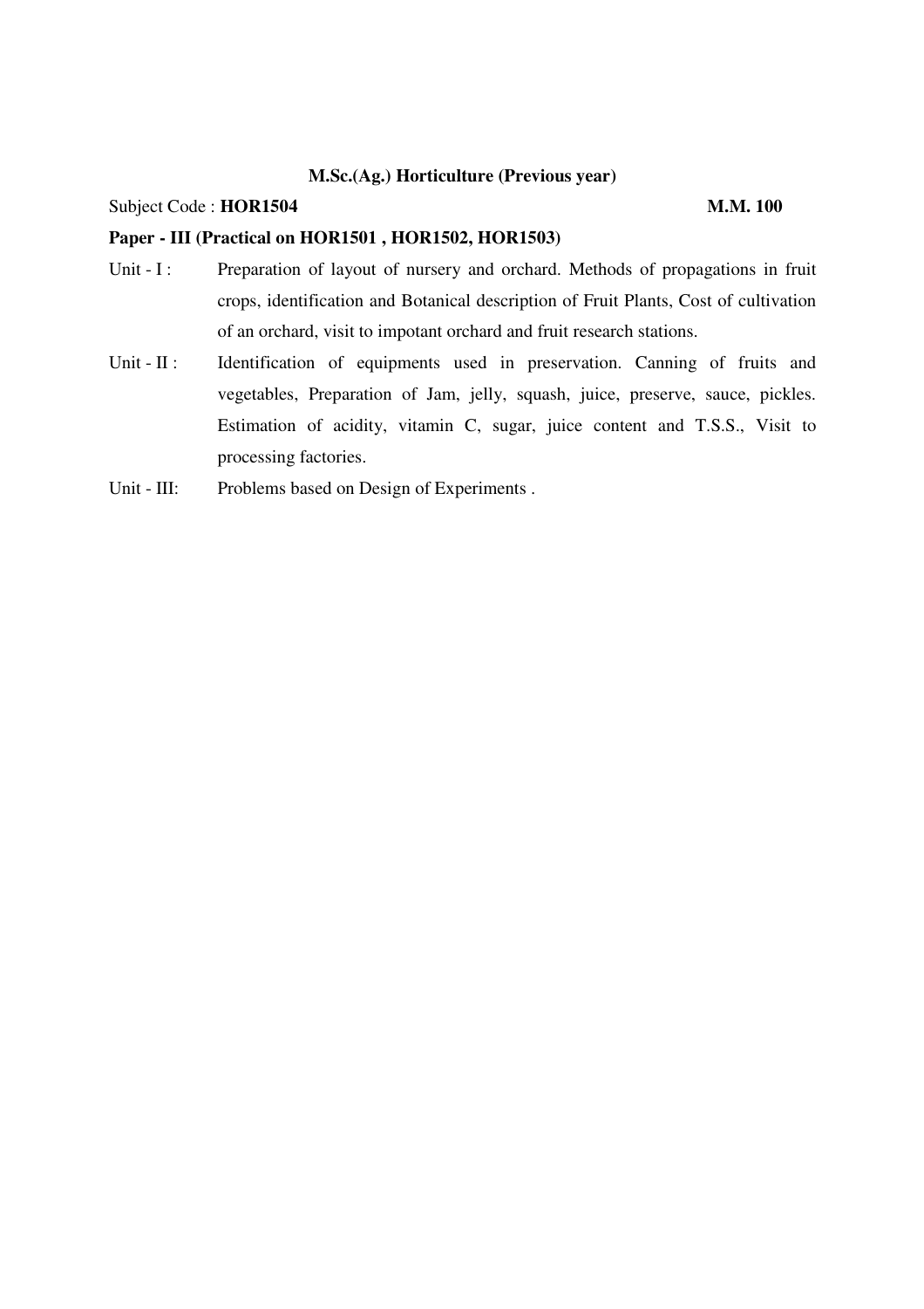**M.Sc.(Ag.) Horticulture (Previous year)**

Subject Code : **HOR1504** **M.M. 100**

**Paper - III (Practical on HOR1501 , HOR1502, HOR1503)**

Unit - I : Preparation of layout of nursery and orchard. Methods of propagations in fruit crops, identification and Botanical description of Fruit Plants, Cost of cultivation of an orchard, visit to impotant orchard and fruit research stations.

Unit - II : Identification of equipments used in preservation. Canning of fruits and vegetables, Preparation of Jam, jelly, squash, juice, preserve, sauce, pickles. Estimation of acidity, vitamin C, sugar, juice content and T.S.S., Visit to processing factories.

Unit - III: Problems based on Design of Experiments .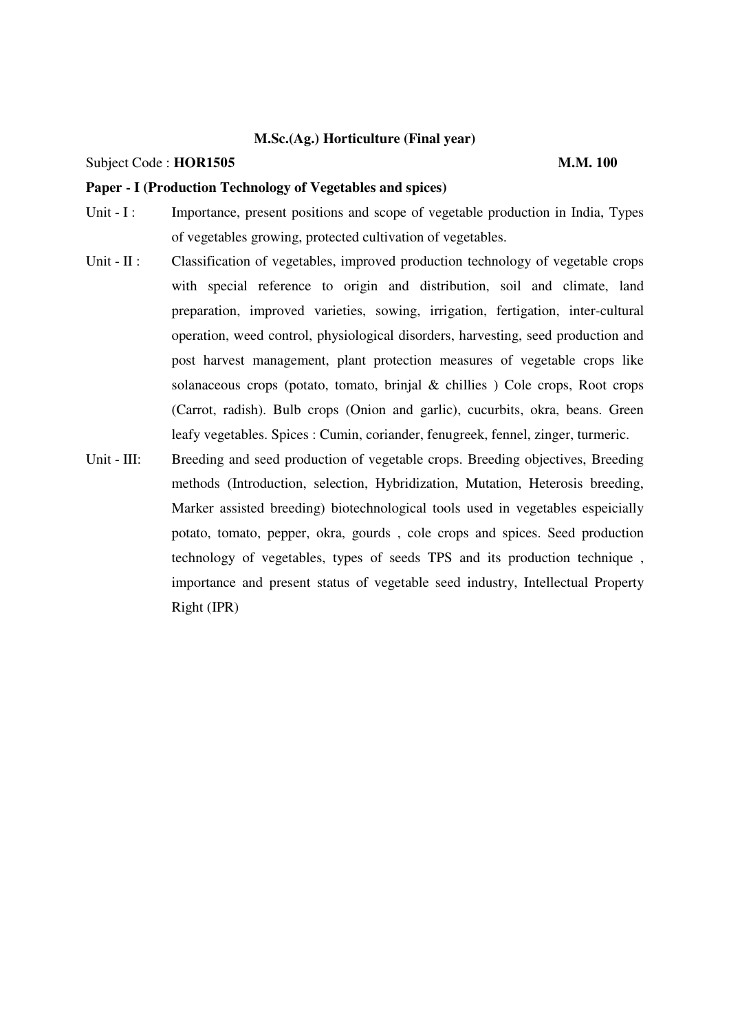**M.Sc.(Ag.) Horticulture (Final year)**

Subject Code : **HOR1505** **M.M. 100**

**Paper - I (Production Technology of Vegetables and spices)**

Unit - I : Importance, present positions and scope of vegetable production in India, Types of vegetables growing, protected cultivation of vegetables.

Unit - II : Classification of vegetables, improved production technology of vegetable crops with special reference to origin and distribution, soil and climate, land preparation, improved varieties, sowing, irrigation, fertigation, inter-cultural operation, weed control, physiological disorders, harvesting, seed production and post harvest management, plant protection measures of vegetable crops like solanaceous crops (potato, tomato, brinjal & chillies ) Cole crops, Root crops (Carrot, radish). Bulb crops (Onion and garlic), cucurbits, okra, beans. Green leafy vegetables. Spices : Cumin, coriander, fenugreek, fennel, zinger, turmeric.

Unit - III: Breeding and seed production of vegetable crops. Breeding objectives, Breeding methods (Introduction, selection, Hybridization, Mutation, Heterosis breeding, Marker assisted breeding) biotechnological tools used in vegetables espeicially potato, tomato, pepper, okra, gourds , cole crops and spices. Seed production technology of vegetables, types of seeds TPS and its production technique , importance and present status of vegetable seed industry, Intellectual Property Right (IPR)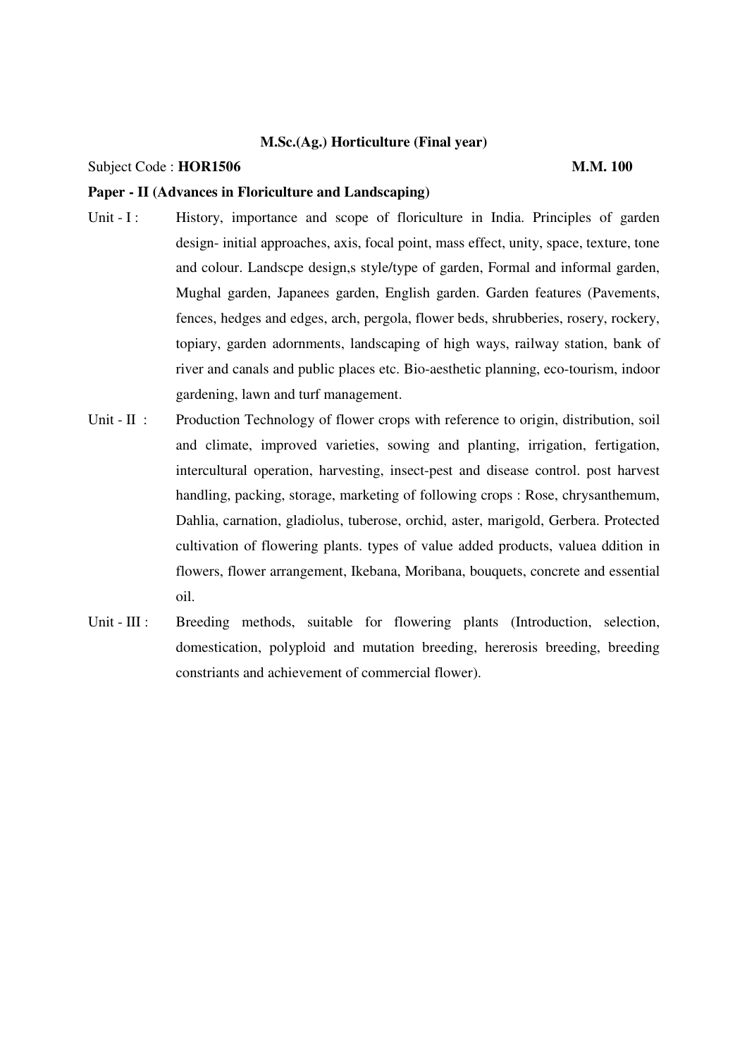**M.Sc.(Ag.) Horticulture (Final year)**

Subject Code : **HOR1506** **M.M. 100**

**Paper - II (Advances in Floriculture and Landscaping)**

Unit - I : History, importance and scope of floriculture in India. Principles of garden design- initial approaches, axis, focal point, mass effect, unity, space, texture, tone and colour. Landscpe design,s style/type of garden, Formal and informal garden, Mughal garden, Japanees garden, English garden. Garden features (Pavements, fences, hedges and edges, arch, pergola, flower beds, shrubberies, rosery, rockery, topiary, garden adornments, landscaping of high ways, railway station, bank of river and canals and public places etc. Bio-aesthetic planning, eco-tourism, indoor gardening, lawn and turf management.

Unit - II : Production Technology of flower crops with reference to origin, distribution, soil and climate, improved varieties, sowing and planting, irrigation, fertigation, intercultural operation, harvesting, insect-pest and disease control. post harvest handling, packing, storage, marketing of following crops : Rose, chrysanthemum, Dahlia, carnation, gladiolus, tuberose, orchid, aster, marigold, Gerbera. Protected cultivation of flowering plants. types of value added products, valuea ddition in flowers, flower arrangement, Ikebana, Moribana, bouquets, concrete and essential oil.

Unit - III : Breeding methods, suitable for flowering plants (Introduction, selection, domestication, polyploid and mutation breeding, hererosis breeding, breeding constriants and achievement of commercial flower).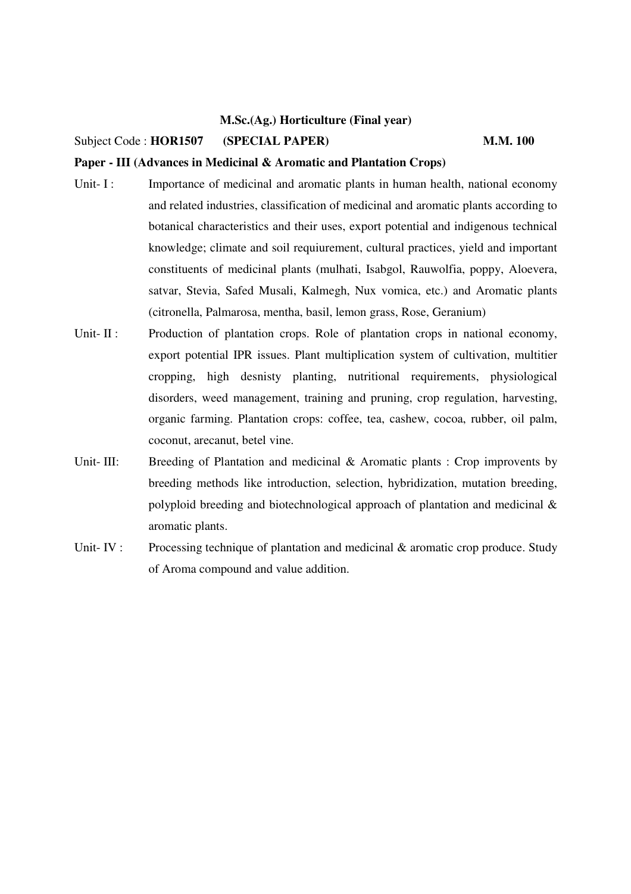**M.Sc.(Ag.) Horticulture (Final year)**

Subject Code : **HOR1507** **(SPECIAL PAPER)** **M.M. 100**

**Paper - III (Advances in Medicinal & Aromatic and Plantation Crops)**

Unit- I : Importance of medicinal and aromatic plants in human health, national economy and related industries, classification of medicinal and aromatic plants according to botanical characteristics and their uses, export potential and indigenous technical knowledge; climate and soil requiurement, cultural practices, yield and important constituents of medicinal plants (mulhati, Isabgol, Rauwolfia, poppy, Aloevera, satvar, Stevia, Safed Musali, Kalmegh, Nux vomica, etc.) and Aromatic plants (citronella, Palmarosa, mentha, basil, lemon grass, Rose, Geranium)

Unit- II : Production of plantation crops. Role of plantation crops in national economy, export potential IPR issues. Plant multiplication system of cultivation, multitier cropping, high desnisty planting, nutritional requirements, physiological disorders, weed management, training and pruning, crop regulation, harvesting, organic farming. Plantation crops: coffee, tea, cashew, cocoa, rubber, oil palm, coconut, arecanut, betel vine.

Unit- III: Breeding of Plantation and medicinal & Aromatic plants : Crop improvents by breeding methods like introduction, selection, hybridization, mutation breeding, polyploid breeding and biotechnological approach of plantation and medicinal & aromatic plants.

Unit- IV : Processing technique of plantation and medicinal & aromatic crop produce. Study of Aroma compound and value addition.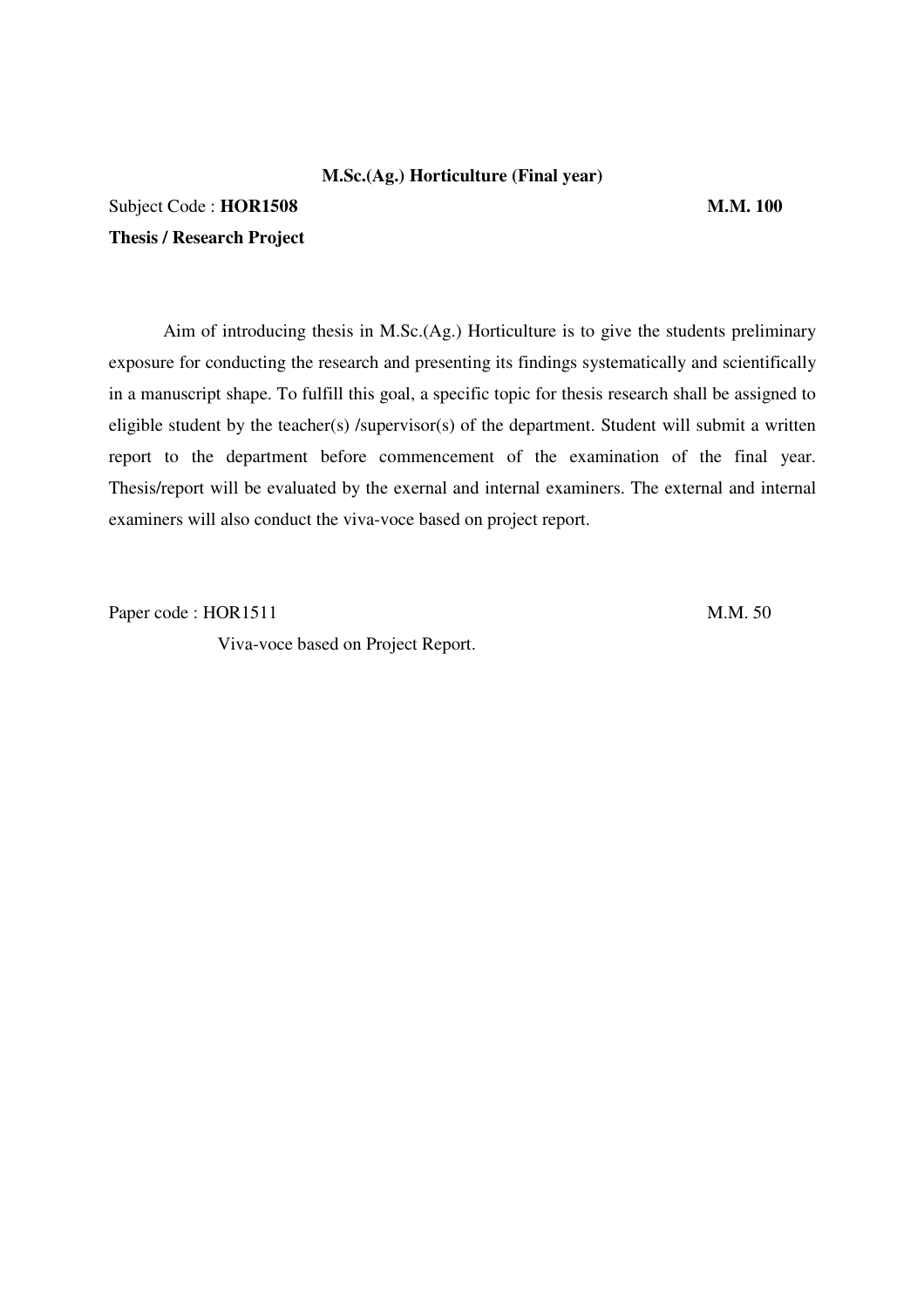**M.Sc.(Ag.) Horticulture (Final year)**

Subject Code : **HOR1508** **M.M. 100**

**Thesis / Research Project**

Aim of introducing thesis in M.Sc.(Ag.) Horticulture is to give the students preliminary exposure for conducting the research and presenting its findings systematically and scientifically in a manuscript shape. To fulfill this goal, a specific topic for thesis research shall be assigned to eligible student by the teacher(s) /supervisor(s) of the department. Student will submit a written report to the department before commencement of the examination of the final year. Thesis/report will be evaluated by the exernal and internal examiners. The external and internal examiners will also conduct the viva-voce based on project report.

Paper code : HOR1511 M.M. 50

Viva-voce based on Project Report.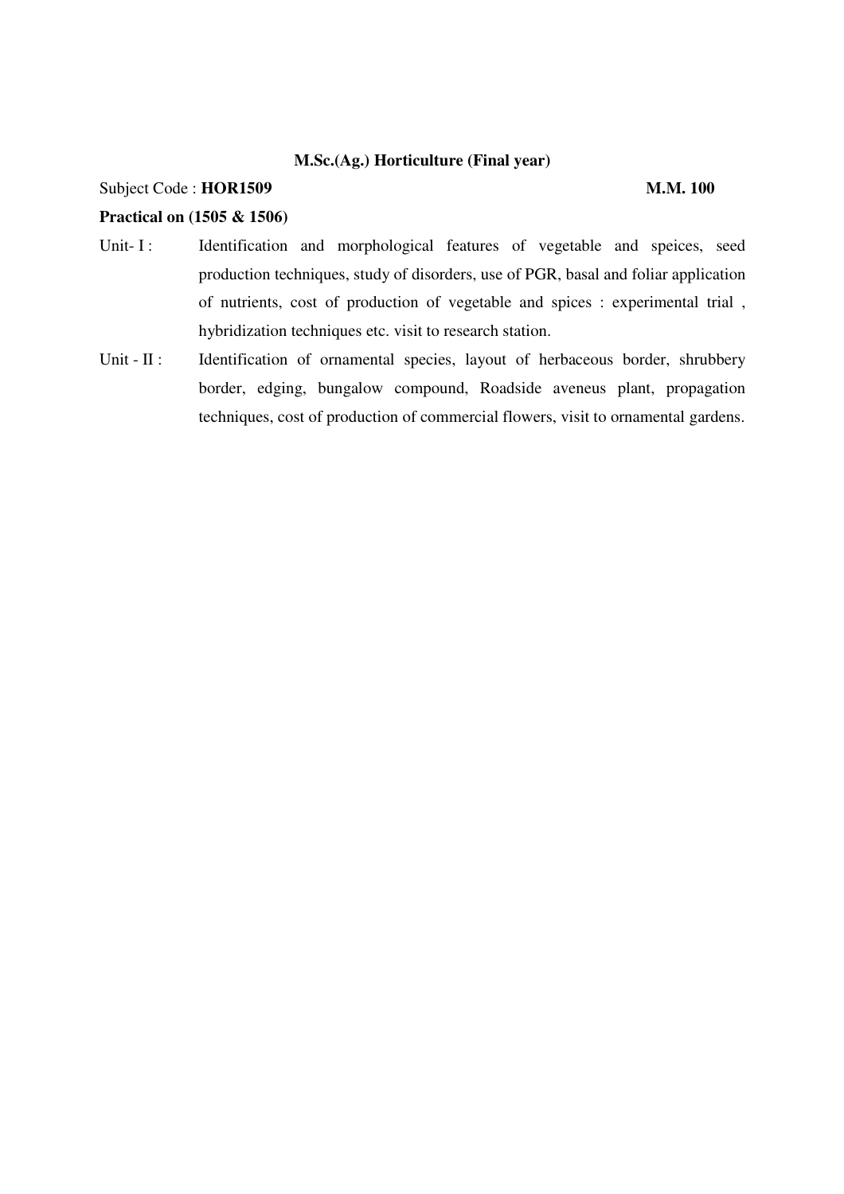**M.Sc.(Ag.) Horticulture (Final year)**

Subject Code : **HOR1509** **M.M. 100**

**Practical on (1505 & 1506)**

Unit- I : Identification and morphological features of vegetable and speices, seed production techniques, study of disorders, use of PGR, basal and foliar application of nutrients, cost of production of vegetable and spices : experimental trial , hybridization techniques etc. visit to research station.

Unit - II : Identification of ornamental species, layout of herbaceous border, shrubbery border, edging, bungalow compound, Roadside aveneus plant, propagation techniques, cost of production of commercial flowers, visit to ornamental gardens.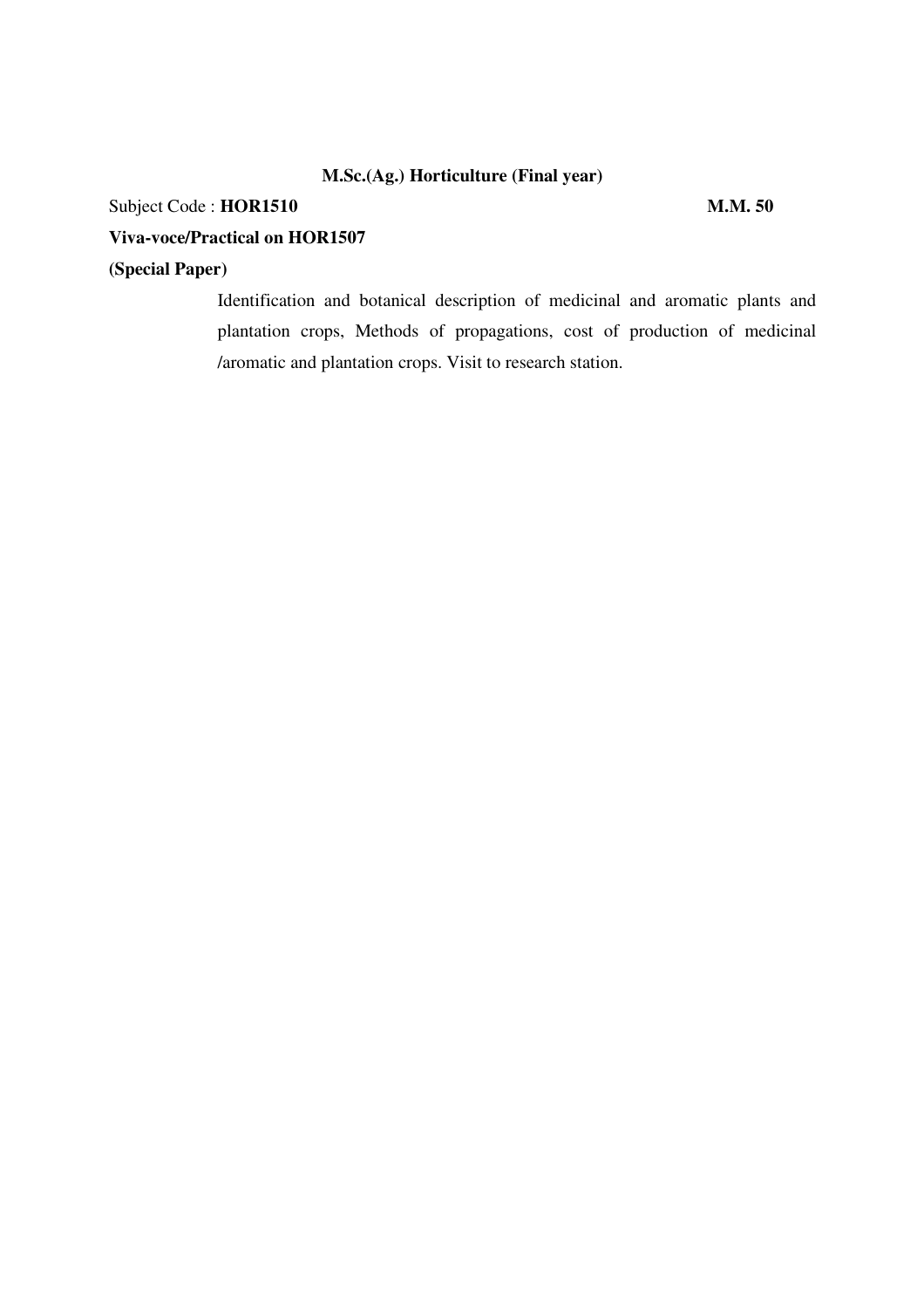**M.Sc.(Ag.) Horticulture (Final year)**

Subject Code : **HOR1510** **M.M. 50**

**Viva-voce/Practical on HOR1507**

**(Special Paper)**

Identification and botanical description of medicinal and aromatic plants and plantation crops, Methods of propagations, cost of production of medicinal /aromatic and plantation crops. Visit to research station.